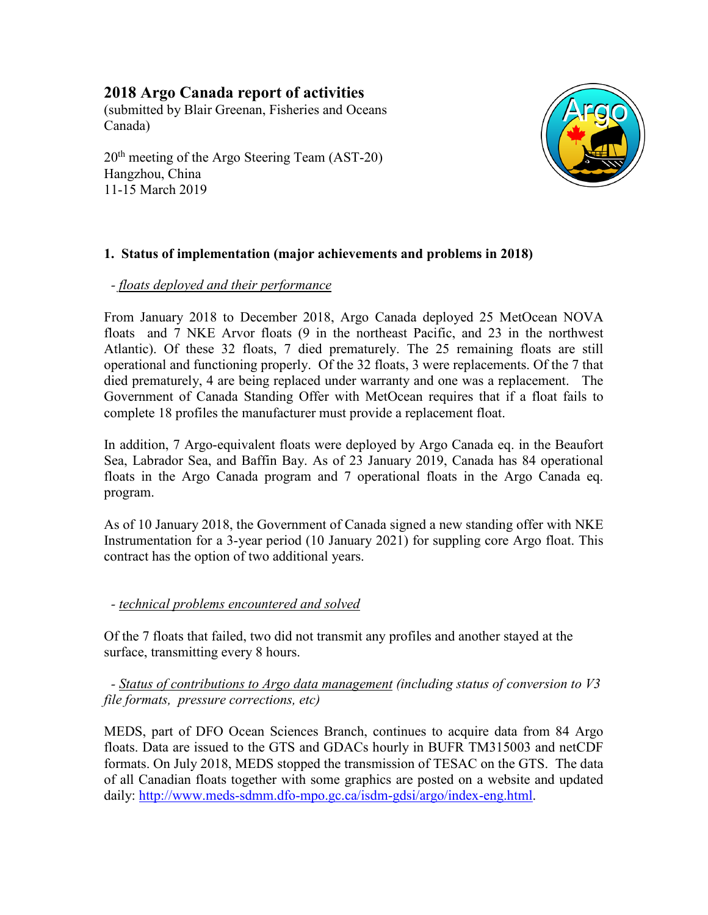# 2018 Argo Canada report of activities

(submitted by Blair Greenan, Fisheries and Oceans Canada)

20th meeting of the Argo Steering Team (AST-20)
Hangzhou, China
11-15 March 2019

## 1. Status of implementation (major achievements and problems in 2018)

- *floats deployed and their performance*

From January 2018 to December 2018, Argo Canada deployed 25 MetOcean NOVA floats and 7 NKE Arvor floats (9 in the northeast Pacific, and 23 in the northwest Atlantic). Of these 32 floats, 7 died prematurely. The 25 remaining floats are still operational and functioning properly. Of the 32 floats, 3 were replacements. Of the 7 that died prematurely, 4 are being replaced under warranty and one was a replacement. The Government of Canada Standing Offer with MetOcean requires that if a float fails to complete 18 profiles the manufacturer must provide a replacement float.

In addition, 7 Argo-equivalent floats were deployed by Argo Canada eq. in the Beaufort Sea, Labrador Sea, and Baffin Bay. As of 23 January 2019, Canada has 84 operational floats in the Argo Canada program and 7 operational floats in the Argo Canada eq. program.

As of 10 January 2018, the Government of Canada signed a new standing offer with NKE Instrumentation for a 3-year period (10 January 2021) for suppling core Argo float. This contract has the option of two additional years.

- *technical problems encountered and solved*

Of the 7 floats that failed, two did not transmit any profiles and another stayed at the surface, transmitting every 8 hours.

- *Status of contributions to Argo data management (including status of conversion to V3 file formats, pressure corrections, etc)*

MEDS, part of DFO Ocean Sciences Branch, continues to acquire data from 84 Argo floats. Data are issued to the GTS and GDACs hourly in BUFR TM315003 and netCDF formats. On July 2018, MEDS stopped the transmission of TESAC on the GTS. The data of all Canadian floats together with some graphics are posted on a website and updated daily: http://www.meds-sdmm.dfo-mpo.gc.ca/isdm-gdsi/argo/index-eng.html.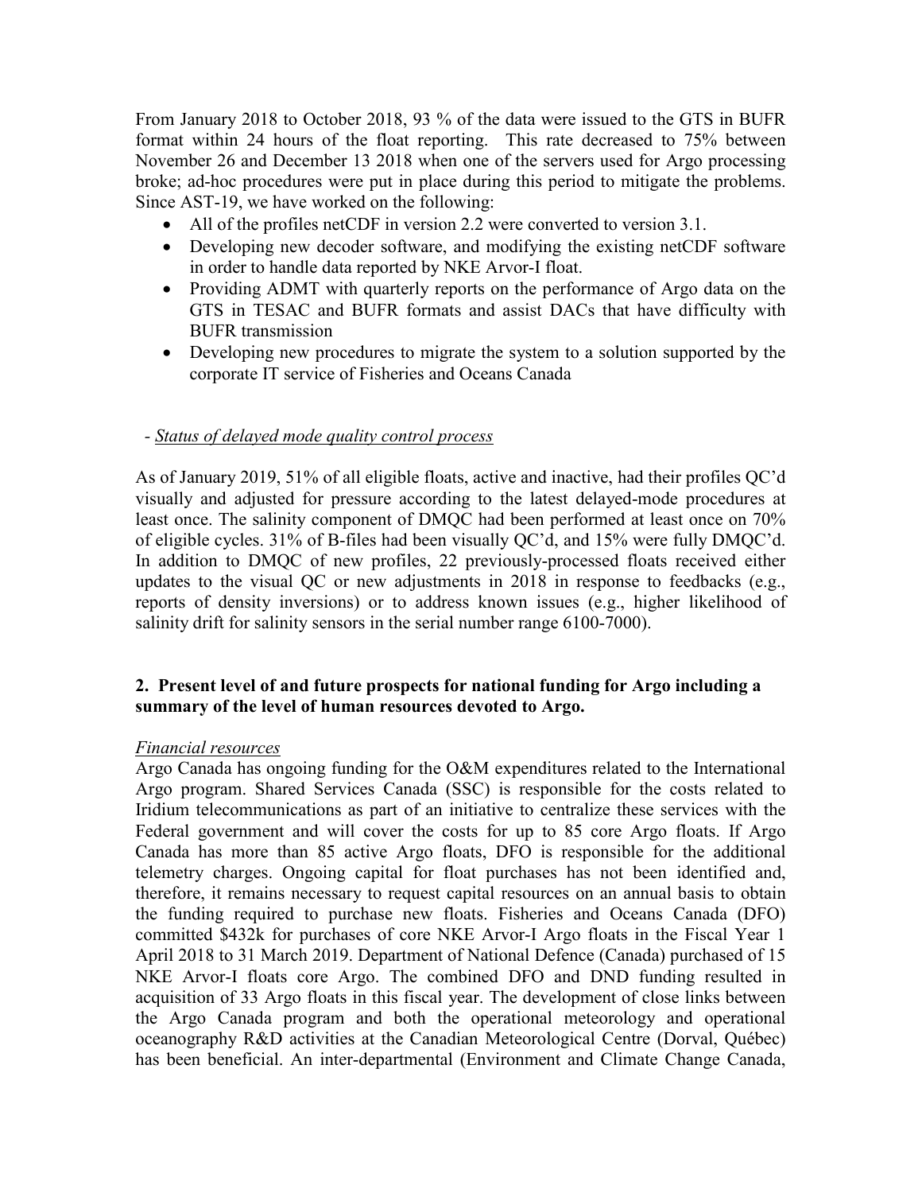From January 2018 to October 2018, 93 % of the data were issued to the GTS in BUFR format within 24 hours of the float reporting. This rate decreased to 75% between November 26 and December 13 2018 when one of the servers used for Argo processing broke; ad-hoc procedures were put in place during this period to mitigate the problems. Since AST-19, we have worked on the following:

- All of the profiles netCDF in version 2.2 were converted to version 3.1.
- Developing new decoder software, and modifying the existing netCDF software in order to handle data reported by NKE Arvor-I float.
- Providing ADMT with quarterly reports on the performance of Argo data on the GTS in TESAC and BUFR formats and assist DACs that have difficulty with BUFR transmission
- Developing new procedures to migrate the system to a solution supported by the corporate IT service of Fisheries and Oceans Canada

\- *Status of delayed mode quality control process*

As of January 2019, 51% of all eligible floats, active and inactive, had their profiles QC'd visually and adjusted for pressure according to the latest delayed-mode procedures at least once. The salinity component of DMQC had been performed at least once on 70% of eligible cycles. 31% of B-files had been visually QC'd, and 15% were fully DMQC'd. In addition to DMQC of new profiles, 22 previously-processed floats received either updates to the visual QC or new adjustments in 2018 in response to feedbacks (e.g., reports of density inversions) or to address known issues (e.g., higher likelihood of salinity drift for salinity sensors in the serial number range 6100-7000).

## 2. Present level of and future prospects for national funding for Argo including a summary of the level of human resources devoted to Argo.

*Financial resources*

Argo Canada has ongoing funding for the O&M expenditures related to the International Argo program. Shared Services Canada (SSC) is responsible for the costs related to Iridium telecommunications as part of an initiative to centralize these services with the Federal government and will cover the costs for up to 85 core Argo floats. If Argo Canada has more than 85 active Argo floats, DFO is responsible for the additional telemetry charges. Ongoing capital for float purchases has not been identified and, therefore, it remains necessary to request capital resources on an annual basis to obtain the funding required to purchase new floats. Fisheries and Oceans Canada (DFO) committed $432k for purchases of core NKE Arvor-I Argo floats in the Fiscal Year 1 April 2018 to 31 March 2019. Department of National Defence (Canada) purchased of 15 NKE Arvor-I floats core Argo. The combined DFO and DND funding resulted in acquisition of 33 Argo floats in this fiscal year. The development of close links between the Argo Canada program and both the operational meteorology and operational oceanography R&D activities at the Canadian Meteorological Centre (Dorval, Québec) has been beneficial. An inter-departmental (Environment and Climate Change Canada,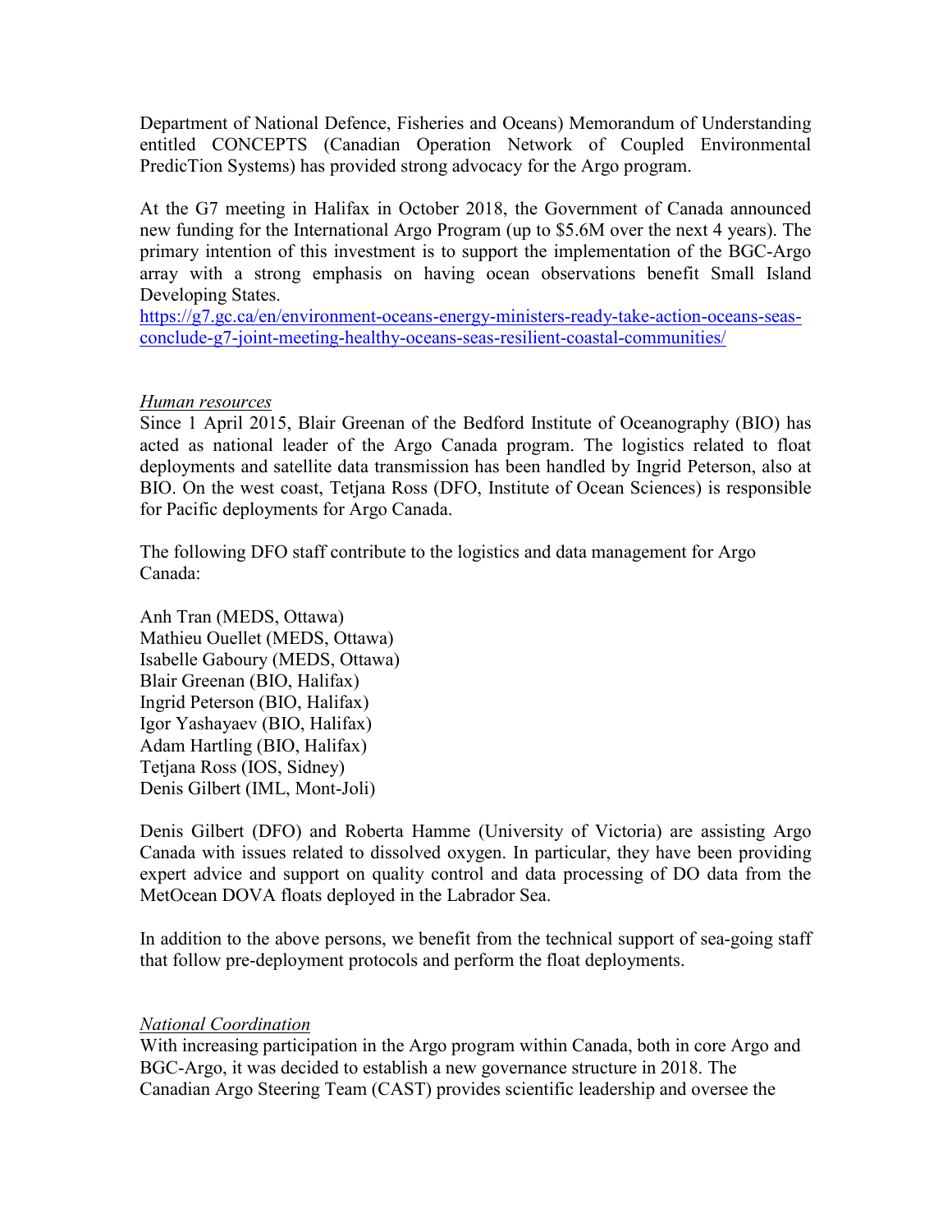Department of National Defence, Fisheries and Oceans) Memorandum of Understanding entitled CONCEPTS (Canadian Operation Network of Coupled Environmental PredicTion Systems) has provided strong advocacy for the Argo program.

At the G7 meeting in Halifax in October 2018, the Government of Canada announced new funding for the International Argo Program (up to $5.6M over the next 4 years). The primary intention of this investment is to support the implementation of the BGC-Argo array with a strong emphasis on having ocean observations benefit Small Island Developing States.
[https://g7.gc.ca/en/environment-oceans-energy-ministers-ready-take-action-oceans-seas-conclude-g7-joint-meeting-healthy-oceans-seas-resilient-coastal-communities/](https://g7.gc.ca/en/environment-oceans-energy-ministers-ready-take-action-oceans-seas-conclude-g7-joint-meeting-healthy-oceans-seas-resilient-coastal-communities/)

*Human resources*

Since 1 April 2015, Blair Greenan of the Bedford Institute of Oceanography (BIO) has acted as national leader of the Argo Canada program. The logistics related to float deployments and satellite data transmission has been handled by Ingrid Peterson, also at BIO. On the west coast, Tetjana Ross (DFO, Institute of Ocean Sciences) is responsible for Pacific deployments for Argo Canada.

The following DFO staff contribute to the logistics and data management for Argo Canada:

Anh Tran (MEDS, Ottawa)
Mathieu Ouellet (MEDS, Ottawa)
Isabelle Gaboury (MEDS, Ottawa)
Blair Greenan (BIO, Halifax)
Ingrid Peterson (BIO, Halifax)
Igor Yashayaev (BIO, Halifax)
Adam Hartling (BIO, Halifax)
Tetjana Ross (IOS, Sidney)
Denis Gilbert (IML, Mont-Joli)

Denis Gilbert (DFO) and Roberta Hamme (University of Victoria) are assisting Argo Canada with issues related to dissolved oxygen. In particular, they have been providing expert advice and support on quality control and data processing of DO data from the MetOcean DOVA floats deployed in the Labrador Sea.

In addition to the above persons, we benefit from the technical support of sea-going staff that follow pre-deployment protocols and perform the float deployments.

*National Coordination*

With increasing participation in the Argo program within Canada, both in core Argo and BGC-Argo, it was decided to establish a new governance structure in 2018. The Canadian Argo Steering Team (CAST) provides scientific leadership and oversee the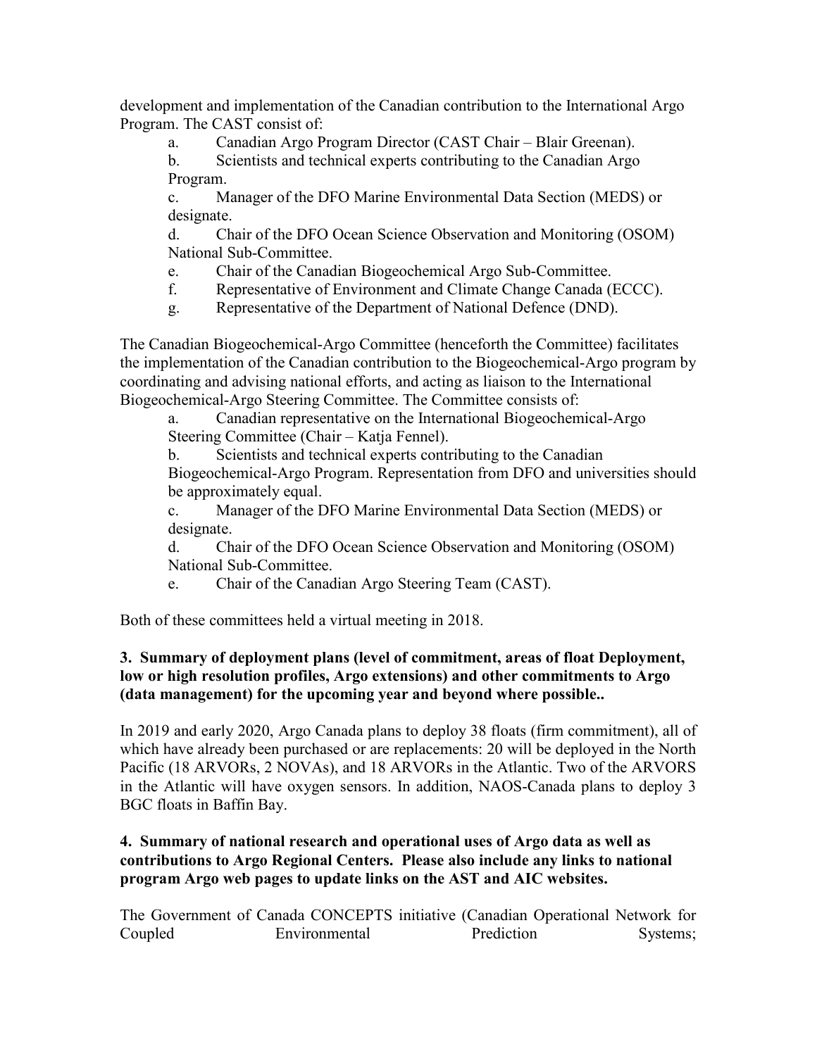development and implementation of the Canadian contribution to the International Argo Program. The CAST consist of:

a. Canadian Argo Program Director (CAST Chair – Blair Greenan).

b. Scientists and technical experts contributing to the Canadian Argo Program.

c. Manager of the DFO Marine Environmental Data Section (MEDS) or designate.

d. Chair of the DFO Ocean Science Observation and Monitoring (OSOM) National Sub-Committee.

e. Chair of the Canadian Biogeochemical Argo Sub-Committee.

f. Representative of Environment and Climate Change Canada (ECCC).

g. Representative of the Department of National Defence (DND).

The Canadian Biogeochemical-Argo Committee (henceforth the Committee) facilitates the implementation of the Canadian contribution to the Biogeochemical-Argo program by coordinating and advising national efforts, and acting as liaison to the International Biogeochemical-Argo Steering Committee. The Committee consists of:

a. Canadian representative on the International Biogeochemical-Argo Steering Committee (Chair – Katja Fennel).

b. Scientists and technical experts contributing to the Canadian Biogeochemical-Argo Program. Representation from DFO and universities should be approximately equal.

c. Manager of the DFO Marine Environmental Data Section (MEDS) or designate.

d. Chair of the DFO Ocean Science Observation and Monitoring (OSOM) National Sub-Committee.

e. Chair of the Canadian Argo Steering Team (CAST).

Both of these committees held a virtual meeting in 2018.

**3. Summary of deployment plans (level of commitment, areas of float Deployment, low or high resolution profiles, Argo extensions) and other commitments to Argo (data management) for the upcoming year and beyond where possible..**

In 2019 and early 2020, Argo Canada plans to deploy 38 floats (firm commitment), all of which have already been purchased or are replacements: 20 will be deployed in the North Pacific (18 ARVORs, 2 NOVAs), and 18 ARVORs in the Atlantic. Two of the ARVORS in the Atlantic will have oxygen sensors. In addition, NAOS-Canada plans to deploy 3 BGC floats in Baffin Bay.

**4. Summary of national research and operational uses of Argo data as well as contributions to Argo Regional Centers. Please also include any links to national program Argo web pages to update links on the AST and AIC websites.**

The Government of Canada CONCEPTS initiative (Canadian Operational Network for Coupled Environmental Prediction Systems;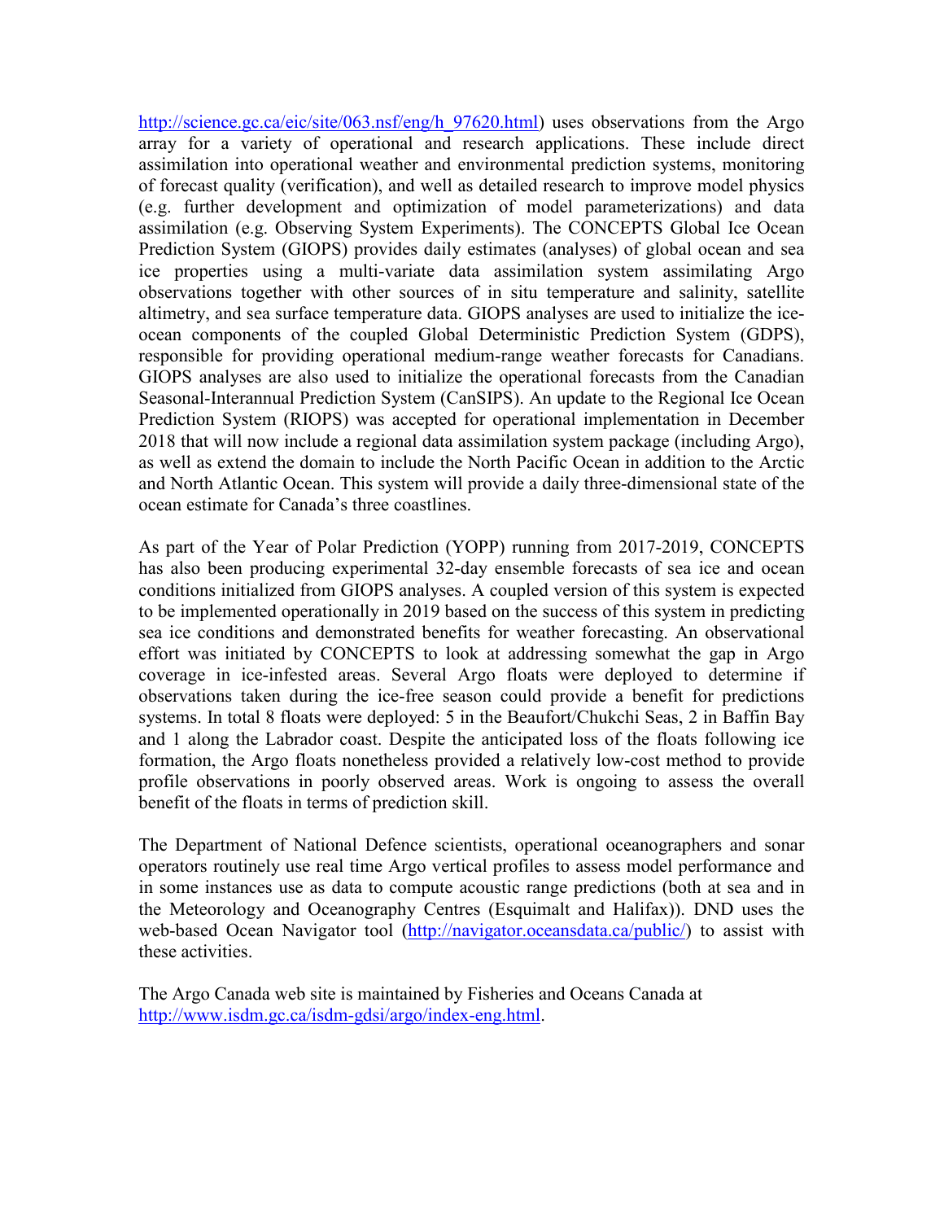http://science.gc.ca/eic/site/063.nsf/eng/h_97620.html) uses observations from the Argo array for a variety of operational and research applications. These include direct assimilation into operational weather and environmental prediction systems, monitoring of forecast quality (verification), and well as detailed research to improve model physics (e.g. further development and optimization of model parameterizations) and data assimilation (e.g. Observing System Experiments). The CONCEPTS Global Ice Ocean Prediction System (GIOPS) provides daily estimates (analyses) of global ocean and sea ice properties using a multi-variate data assimilation system assimilating Argo observations together with other sources of in situ temperature and salinity, satellite altimetry, and sea surface temperature data. GIOPS analyses are used to initialize the ice-ocean components of the coupled Global Deterministic Prediction System (GDPS), responsible for providing operational medium-range weather forecasts for Canadians. GIOPS analyses are also used to initialize the operational forecasts from the Canadian Seasonal-Interannual Prediction System (CanSIPS). An update to the Regional Ice Ocean Prediction System (RIOPS) was accepted for operational implementation in December 2018 that will now include a regional data assimilation system package (including Argo), as well as extend the domain to include the North Pacific Ocean in addition to the Arctic and North Atlantic Ocean. This system will provide a daily three-dimensional state of the ocean estimate for Canada's three coastlines.

As part of the Year of Polar Prediction (YOPP) running from 2017-2019, CONCEPTS has also been producing experimental 32-day ensemble forecasts of sea ice and ocean conditions initialized from GIOPS analyses. A coupled version of this system is expected to be implemented operationally in 2019 based on the success of this system in predicting sea ice conditions and demonstrated benefits for weather forecasting. An observational effort was initiated by CONCEPTS to look at addressing somewhat the gap in Argo coverage in ice-infested areas. Several Argo floats were deployed to determine if observations taken during the ice-free season could provide a benefit for predictions systems. In total 8 floats were deployed: 5 in the Beaufort/Chukchi Seas, 2 in Baffin Bay and 1 along the Labrador coast. Despite the anticipated loss of the floats following ice formation, the Argo floats nonetheless provided a relatively low-cost method to provide profile observations in poorly observed areas. Work is ongoing to assess the overall benefit of the floats in terms of prediction skill.

The Department of National Defence scientists, operational oceanographers and sonar operators routinely use real time Argo vertical profiles to assess model performance and in some instances use as data to compute acoustic range predictions (both at sea and in the Meteorology and Oceanography Centres (Esquimalt and Halifax)). DND uses the web-based Ocean Navigator tool (http://navigator.oceansdata.ca/public/) to assist with these activities.

The Argo Canada web site is maintained by Fisheries and Oceans Canada at http://www.isdm.gc.ca/isdm-gdsi/argo/index-eng.html.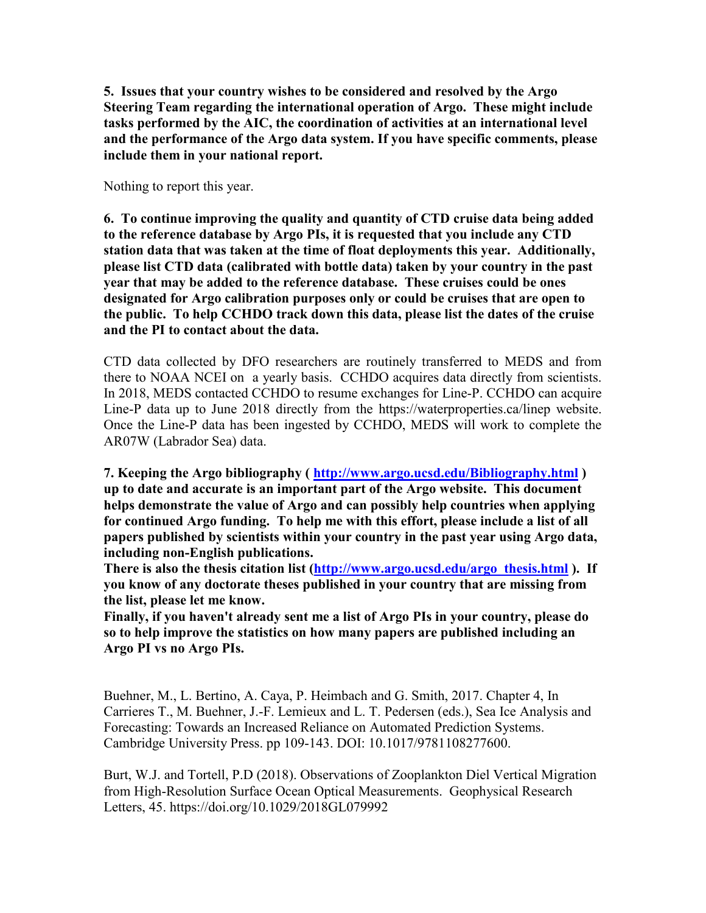**5. Issues that your country wishes to be considered and resolved by the Argo Steering Team regarding the international operation of Argo. These might include tasks performed by the AIC, the coordination of activities at an international level and the performance of the Argo data system. If you have specific comments, please include them in your national report.**

Nothing to report this year.

**6. To continue improving the quality and quantity of CTD cruise data being added to the reference database by Argo PIs, it is requested that you include any CTD station data that was taken at the time of float deployments this year. Additionally, please list CTD data (calibrated with bottle data) taken by your country in the past year that may be added to the reference database. These cruises could be ones designated for Argo calibration purposes only or could be cruises that are open to the public. To help CCHDO track down this data, please list the dates of the cruise and the PI to contact about the data.**

CTD data collected by DFO researchers are routinely transferred to MEDS and from there to NOAA NCEI on a yearly basis. CCHDO acquires data directly from scientists. In 2018, MEDS contacted CCHDO to resume exchanges for Line-P. CCHDO can acquire Line-P data up to June 2018 directly from the https://waterproperties.ca/linep website. Once the Line-P data has been ingested by CCHDO, MEDS will work to complete the AR07W (Labrador Sea) data.

**7. Keeping the Argo bibliography ( [http://www.argo.ucsd.edu/Bibliography.html](http://www.argo.ucsd.edu/Bibliography.html) ) up to date and accurate is an important part of the Argo website. This document helps demonstrate the value of Argo and can possibly help countries when applying for continued Argo funding. To help me with this effort, please include a list of all papers published by scientists within your country in the past year using Argo data, including non-English publications.**
**There is also the thesis citation list ([http://www.argo.ucsd.edu/argo_thesis.html](http://www.argo.ucsd.edu/argo_thesis.html) ). If you know of any doctorate theses published in your country that are missing from the list, please let me know.**
**Finally, if you haven't already sent me a list of Argo PIs in your country, please do so to help improve the statistics on how many papers are published including an Argo PI vs no Argo PIs.**

Buehner, M., L. Bertino, A. Caya, P. Heimbach and G. Smith, 2017. Chapter 4, In Carrieres T., M. Buehner, J.-F. Lemieux and L. T. Pedersen (eds.), Sea Ice Analysis and Forecasting: Towards an Increased Reliance on Automated Prediction Systems. Cambridge University Press. pp 109-143. DOI: 10.1017/9781108277600.

Burt, W.J. and Tortell, P.D (2018). Observations of Zooplankton Diel Vertical Migration from High-Resolution Surface Ocean Optical Measurements. Geophysical Research Letters, 45. https://doi.org/10.1029/2018GL079992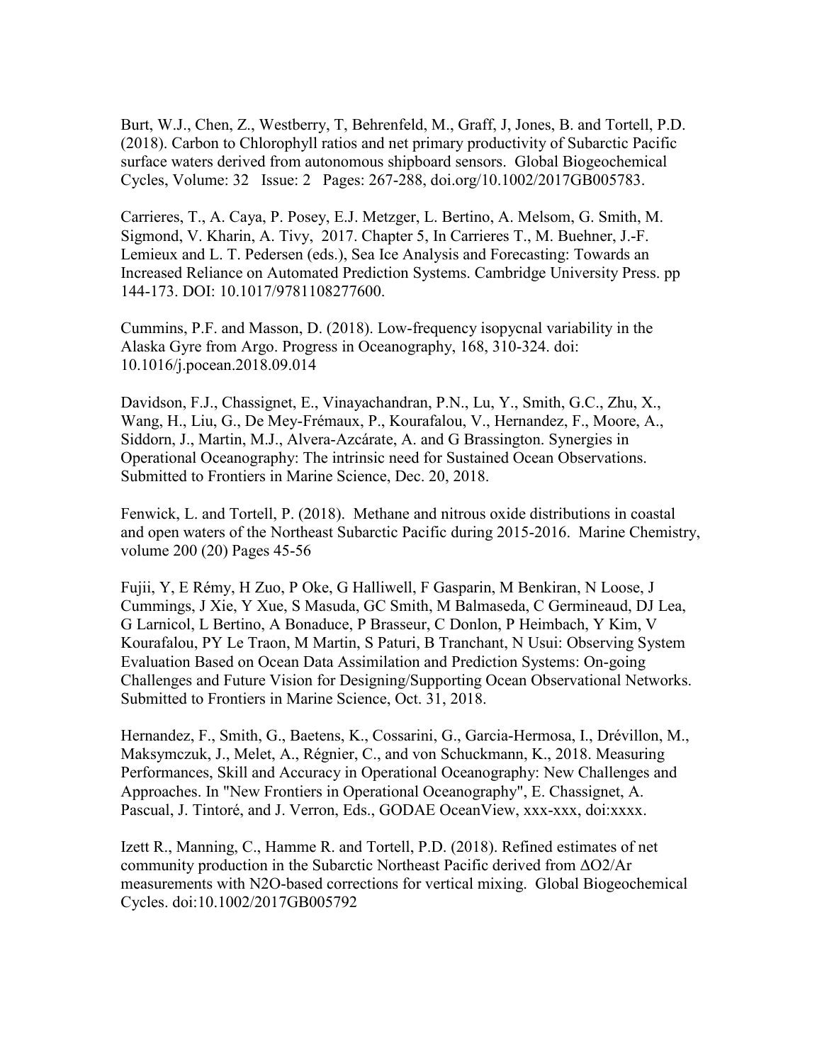Burt, W.J., Chen, Z., Westberry, T, Behrenfeld, M., Graff, J, Jones, B. and Tortell, P.D. (2018). Carbon to Chlorophyll ratios and net primary productivity of Subarctic Pacific surface waters derived from autonomous shipboard sensors. Global Biogeochemical Cycles, Volume: 32 Issue: 2 Pages: 267-288, doi.org/10.1002/2017GB005783.

Carrieres, T., A. Caya, P. Posey, E.J. Metzger, L. Bertino, A. Melsom, G. Smith, M. Sigmond, V. Kharin, A. Tivy, 2017. Chapter 5, In Carrieres T., M. Buehner, J.-F. Lemieux and L. T. Pedersen (eds.), Sea Ice Analysis and Forecasting: Towards an Increased Reliance on Automated Prediction Systems. Cambridge University Press. pp 144-173. DOI: 10.1017/9781108277600.

Cummins, P.F. and Masson, D. (2018). Low-frequency isopycnal variability in the Alaska Gyre from Argo. Progress in Oceanography, 168, 310-324. doi: 10.1016/j.pocean.2018.09.014

Davidson, F.J., Chassignet, E., Vinayachandran, P.N., Lu, Y., Smith, G.C., Zhu, X., Wang, H., Liu, G., De Mey-Frémaux, P., Kourafalou, V., Hernandez, F., Moore, A., Siddorn, J., Martin, M.J., Alvera-Azcárate, A. and G Brassington. Synergies in Operational Oceanography: The intrinsic need for Sustained Ocean Observations. Submitted to Frontiers in Marine Science, Dec. 20, 2018.

Fenwick, L. and Tortell, P. (2018). Methane and nitrous oxide distributions in coastal and open waters of the Northeast Subarctic Pacific during 2015-2016. Marine Chemistry, volume 200 (20) Pages 45-56

Fujii, Y, E Rémy, H Zuo, P Oke, G Halliwell, F Gasparin, M Benkiran, N Loose, J Cummings, J Xie, Y Xue, S Masuda, GC Smith, M Balmaseda, C Germineaud, DJ Lea, G Larnicol, L Bertino, A Bonaduce, P Brasseur, C Donlon, P Heimbach, Y Kim, V Kourafalou, PY Le Traon, M Martin, S Paturi, B Tranchant, N Usui: Observing System Evaluation Based on Ocean Data Assimilation and Prediction Systems: On-going Challenges and Future Vision for Designing/Supporting Ocean Observational Networks. Submitted to Frontiers in Marine Science, Oct. 31, 2018.

Hernandez, F., Smith, G., Baetens, K., Cossarini, G., Garcia-Hermosa, I., Drévillon, M., Maksymczuk, J., Melet, A., Régnier, C., and von Schuckmann, K., 2018. Measuring Performances, Skill and Accuracy in Operational Oceanography: New Challenges and Approaches. In "New Frontiers in Operational Oceanography", E. Chassignet, A. Pascual, J. Tintoré, and J. Verron, Eds., GODAE OceanView, xxx-xxx, doi:xxxx.

Izett R., Manning, C., Hamme R. and Tortell, P.D. (2018). Refined estimates of net community production in the Subarctic Northeast Pacific derived from $\Delta O_2/Ar$ measurements with $N_2O$-based corrections for vertical mixing. Global Biogeochemical Cycles. doi:10.1002/2017GB005792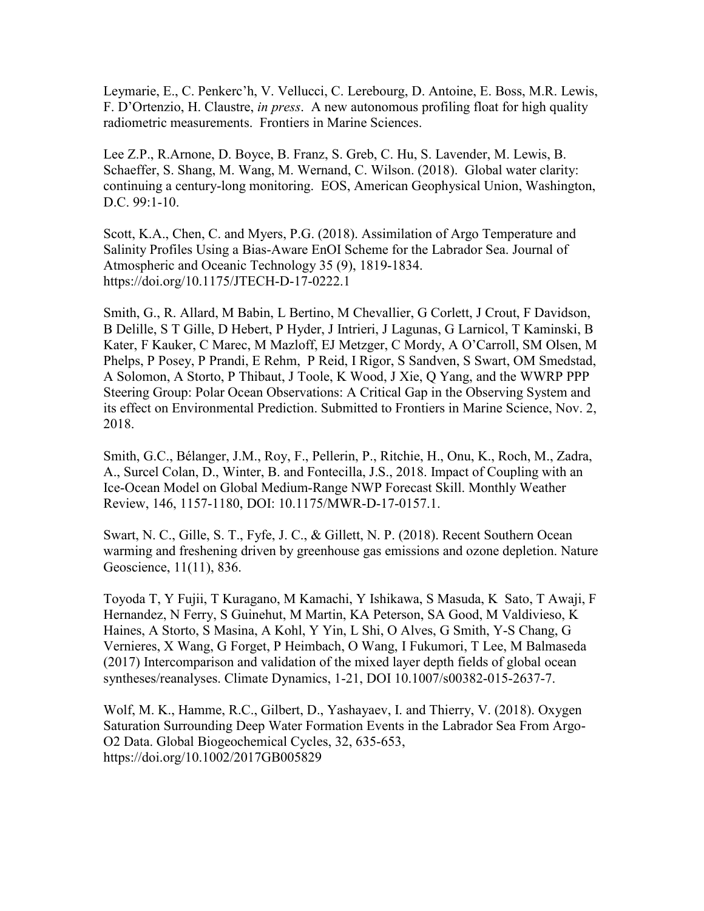Leymarie, E., C. Penkerc'h, V. Vellucci, C. Lerebourg, D. Antoine, E. Boss, M.R. Lewis, F. D'Ortenzio, H. Claustre, *in press*. A new autonomous profiling float for high quality radiometric measurements. Frontiers in Marine Sciences.

Lee Z.P., R.Arnone, D. Boyce, B. Franz, S. Greb, C. Hu, S. Lavender, M. Lewis, B. Schaeffer, S. Shang, M. Wang, M. Wernand, C. Wilson. (2018). Global water clarity: continuing a century-long monitoring. EOS, American Geophysical Union, Washington, D.C. 99:1-10.

Scott, K.A., Chen, C. and Myers, P.G. (2018). Assimilation of Argo Temperature and Salinity Profiles Using a Bias-Aware EnOI Scheme for the Labrador Sea. Journal of Atmospheric and Oceanic Technology 35 (9), 1819-1834. https://doi.org/10.1175/JTECH-D-17-0222.1

Smith, G., R. Allard, M Babin, L Bertino, M Chevallier, G Corlett, J Crout, F Davidson, B Delille, S T Gille, D Hebert, P Hyder, J Intrieri, J Lagunas, G Larnicol, T Kaminski, B Kater, F Kauker, C Marec, M Mazloff, EJ Metzger, C Mordy, A O'Carroll, SM Olsen, M Phelps, P Posey, P Prandi, E Rehm, P Reid, I Rigor, S Sandven, S Swart, OM Smedstad, A Solomon, A Storto, P Thibaut, J Toole, K Wood, J Xie, Q Yang, and the WWRP PPP Steering Group: Polar Ocean Observations: A Critical Gap in the Observing System and its effect on Environmental Prediction. Submitted to Frontiers in Marine Science, Nov. 2, 2018.

Smith, G.C., Bélanger, J.M., Roy, F., Pellerin, P., Ritchie, H., Onu, K., Roch, M., Zadra, A., Surcel Colan, D., Winter, B. and Fontecilla, J.S., 2018. Impact of Coupling with an Ice-Ocean Model on Global Medium-Range NWP Forecast Skill. Monthly Weather Review, 146, 1157-1180, DOI: 10.1175/MWR-D-17-0157.1.

Swart, N. C., Gille, S. T., Fyfe, J. C., & Gillett, N. P. (2018). Recent Southern Ocean warming and freshening driven by greenhouse gas emissions and ozone depletion. Nature Geoscience, 11(11), 836.

Toyoda T, Y Fujii, T Kuragano, M Kamachi, Y Ishikawa, S Masuda, K Sato, T Awaji, F Hernandez, N Ferry, S Guinehut, M Martin, KA Peterson, SA Good, M Valdivieso, K Haines, A Storto, S Masina, A Kohl, Y Yin, L Shi, O Alves, G Smith, Y-S Chang, G Vernieres, X Wang, G Forget, P Heimbach, O Wang, I Fukumori, T Lee, M Balmaseda (2017) Intercomparison and validation of the mixed layer depth fields of global ocean syntheses/reanalyses. Climate Dynamics, 1-21, DOI 10.1007/s00382-015-2637-7.

Wolf, M. K., Hamme, R.C., Gilbert, D., Yashayaev, I. and Thierry, V. (2018). Oxygen Saturation Surrounding Deep Water Formation Events in the Labrador Sea From Argo-O2 Data. Global Biogeochemical Cycles, 32, 635-653, https://doi.org/10.1002/2017GB005829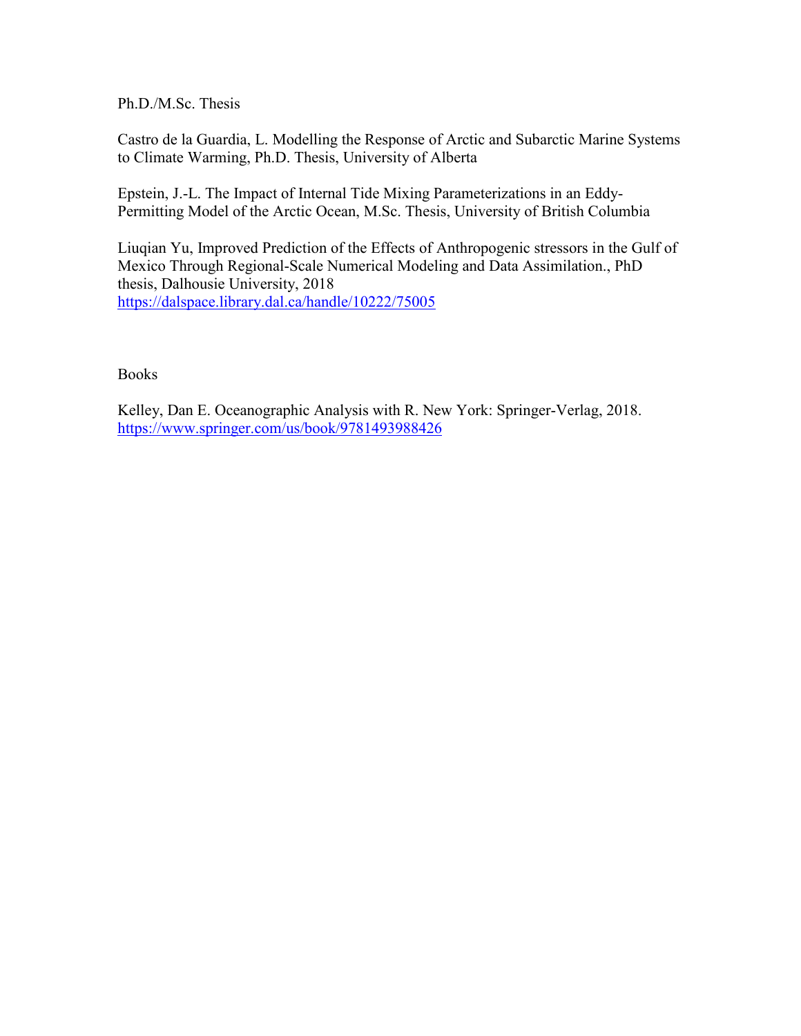Ph.D./M.Sc. Thesis

Castro de la Guardia, L. Modelling the Response of Arctic and Subarctic Marine Systems to Climate Warming, Ph.D. Thesis, University of Alberta

Epstein, J.-L. The Impact of Internal Tide Mixing Parameterizations in an Eddy-Permitting Model of the Arctic Ocean, M.Sc. Thesis, University of British Columbia

Liuqian Yu, Improved Prediction of the Effects of Anthropogenic stressors in the Gulf of Mexico Through Regional-Scale Numerical Modeling and Data Assimilation., PhD thesis, Dalhousie University, 2018
https://dalspace.library.dal.ca/handle/10222/75005

Books

Kelley, Dan E. Oceanographic Analysis with R. New York: Springer-Verlag, 2018.
https://www.springer.com/us/book/9781493988426